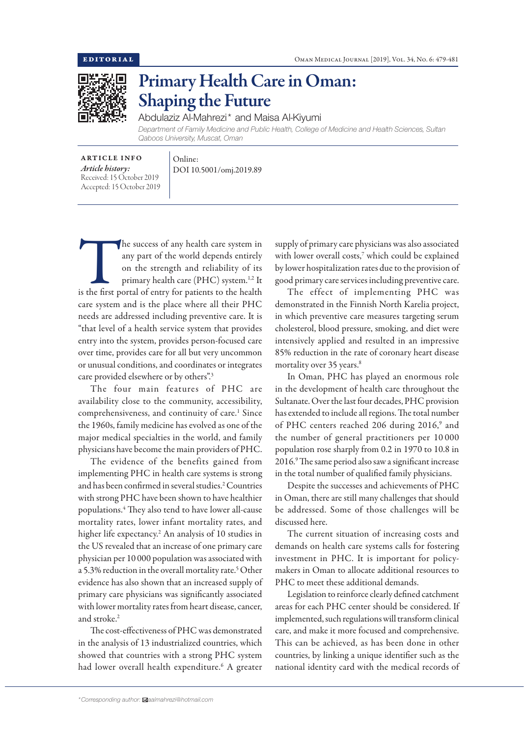EDITORIAL

# Primary Health Care in Oman: Shaping the Future

Abdulaziz Al-Mahrezi* and Maisa Al-Kiyumi

*Department of Family Medicine and Public Health, College of Medicine and Health Sciences, Sultan Qaboos University, Muscat, Oman*

ARTICLE INFO

*Article history:*
Received: 15 October 2019
Accepted: 15 October 2019

Online:
DOI 10.5001/omj.2019.89

The success of any health care system in any part of the world depends entirely on the strength and reliability of its primary health care (PHC) system.[1,2] It is the first portal of entry for patients to the health care system and is the place where all their PHC needs are addressed including preventive care. It is "that level of a health service system that provides entry into the system, provides person-focused care over time, provides care for all but very uncommon or unusual conditions, and coordinates or integrates care provided elsewhere or by others".[3]

The four main features of PHC are availability close to the community, accessibility, comprehensiveness, and continuity of care.[1] Since the 1960s, family medicine has evolved as one of the major medical specialties in the world, and family physicians have become the main providers of PHC.

The evidence of the benefits gained from implementing PHC in health care systems is strong and has been confirmed in several studies.[2] Countries with strong PHC have been shown to have healthier populations.[4] They also tend to have lower all-cause mortality rates, lower infant mortality rates, and higher life expectancy.[2] An analysis of 10 studies in the US revealed that an increase of one primary care physician per 10 000 population was associated with a 5.3% reduction in the overall mortality rate.[5] Other evidence has also shown that an increased supply of primary care physicians was significantly associated with lower mortality rates from heart disease, cancer, and stroke.[2]

The cost-effectiveness of PHC was demonstrated in the analysis of 13 industrialized countries, which showed that countries with a strong PHC system had lower overall health expenditure.[6] A greater supply of primary care physicians was also associated with lower overall costs,[7] which could be explained by lower hospitalization rates due to the provision of good primary care services including preventive care.

The effect of implementing PHC was demonstrated in the Finnish North Karelia project, in which preventive care measures targeting serum cholesterol, blood pressure, smoking, and diet were intensively applied and resulted in an impressive 85% reduction in the rate of coronary heart disease mortality over 35 years.[8]

In Oman, PHC has played an enormous role in the development of health care throughout the Sultanate. Over the last four decades, PHC provision has extended to include all regions. The total number of PHC centers reached 206 during 2016,[9] and the number of general practitioners per 10 000 population rose sharply from 0.2 in 1970 to 10.8 in 2016.[9] The same period also saw a significant increase in the total number of qualified family physicians.

Despite the successes and achievements of PHC in Oman, there are still many challenges that should be addressed. Some of those challenges will be discussed here.

The current situation of increasing costs and demands on health care systems calls for fostering investment in PHC. It is important for policy-makers in Oman to allocate additional resources to PHC to meet these additional demands.

Legislation to reinforce clearly defined catchment areas for each PHC center should be considered. If implemented, such regulations will transform clinical care, and make it more focused and comprehensive. This can be achieved, as has been done in other countries, by linking a unique identifier such as the national identity card with the medical records of

*Corresponding author: aalmahrezi@hotmail.com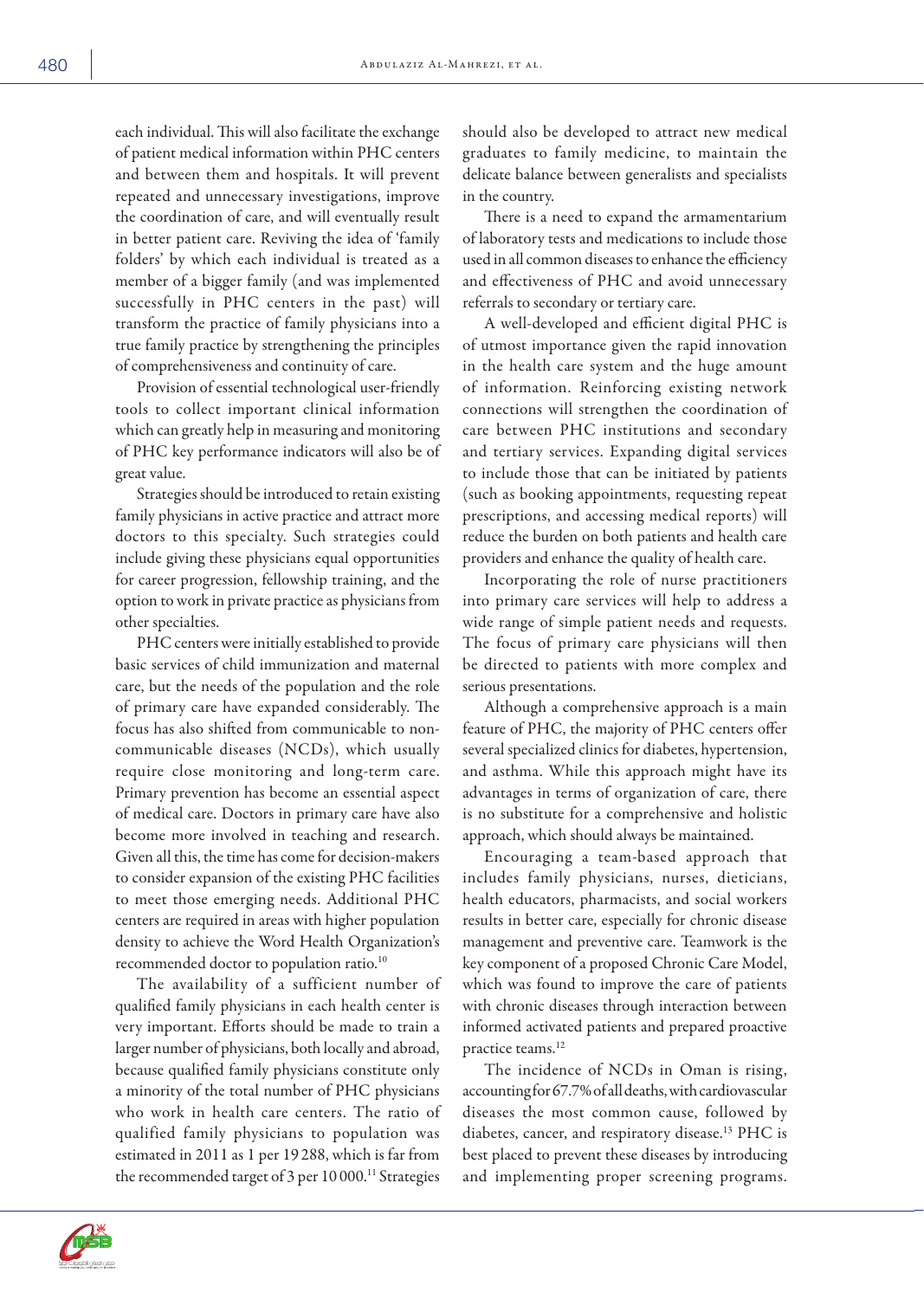each individual. This will also facilitate the exchange of patient medical information within PHC centers and between them and hospitals. It will prevent repeated and unnecessary investigations, improve the coordination of care, and will eventually result in better patient care. Reviving the idea of 'family folders' by which each individual is treated as a member of a bigger family (and was implemented successfully in PHC centers in the past) will transform the practice of family physicians into a true family practice by strengthening the principles of comprehensiveness and continuity of care.

Provision of essential technological user-friendly tools to collect important clinical information which can greatly help in measuring and monitoring of PHC key performance indicators will also be of great value.

Strategies should be introduced to retain existing family physicians in active practice and attract more doctors to this specialty. Such strategies could include giving these physicians equal opportunities for career progression, fellowship training, and the option to work in private practice as physicians from other specialties.

PHC centers were initially established to provide basic services of child immunization and maternal care, but the needs of the population and the role of primary care have expanded considerably. The focus has also shifted from communicable to non-communicable diseases (NCDs), which usually require close monitoring and long-term care. Primary prevention has become an essential aspect of medical care. Doctors in primary care have also become more involved in teaching and research. Given all this, the time has come for decision-makers to consider expansion of the existing PHC facilities to meet those emerging needs. Additional PHC centers are required in areas with higher population density to achieve the Word Health Organization's recommended doctor to population ratio.[10]

The availability of a sufficient number of qualified family physicians in each health center is very important. Efforts should be made to train a larger number of physicians, both locally and abroad, because qualified family physicians constitute only a minority of the total number of PHC physicians who work in health care centers. The ratio of qualified family physicians to population was estimated in 2011 as 1 per 19 288, which is far from the recommended target of 3 per 10 000.[11] Strategies should also be developed to attract new medical graduates to family medicine, to maintain the delicate balance between generalists and specialists in the country.

There is a need to expand the armamentarium of laboratory tests and medications to include those used in all common diseases to enhance the efficiency and effectiveness of PHC and avoid unnecessary referrals to secondary or tertiary care.

A well-developed and efficient digital PHC is of utmost importance given the rapid innovation in the health care system and the huge amount of information. Reinforcing existing network connections will strengthen the coordination of care between PHC institutions and secondary and tertiary services. Expanding digital services to include those that can be initiated by patients (such as booking appointments, requesting repeat prescriptions, and accessing medical reports) will reduce the burden on both patients and health care providers and enhance the quality of health care.

Incorporating the role of nurse practitioners into primary care services will help to address a wide range of simple patient needs and requests. The focus of primary care physicians will then be directed to patients with more complex and serious presentations.

Although a comprehensive approach is a main feature of PHC, the majority of PHC centers offer several specialized clinics for diabetes, hypertension, and asthma. While this approach might have its advantages in terms of organization of care, there is no substitute for a comprehensive and holistic approach, which should always be maintained.

Encouraging a team-based approach that includes family physicians, nurses, dieticians, health educators, pharmacists, and social workers results in better care, especially for chronic disease management and preventive care. Teamwork is the key component of a proposed Chronic Care Model, which was found to improve the care of patients with chronic diseases through interaction between informed activated patients and prepared proactive practice teams.[12]

The incidence of NCDs in Oman is rising, accounting for 67.7% of all deaths, with cardiovascular diseases the most common cause, followed by diabetes, cancer, and respiratory disease.[13] PHC is best placed to prevent these diseases by introducing and implementing proper screening programs.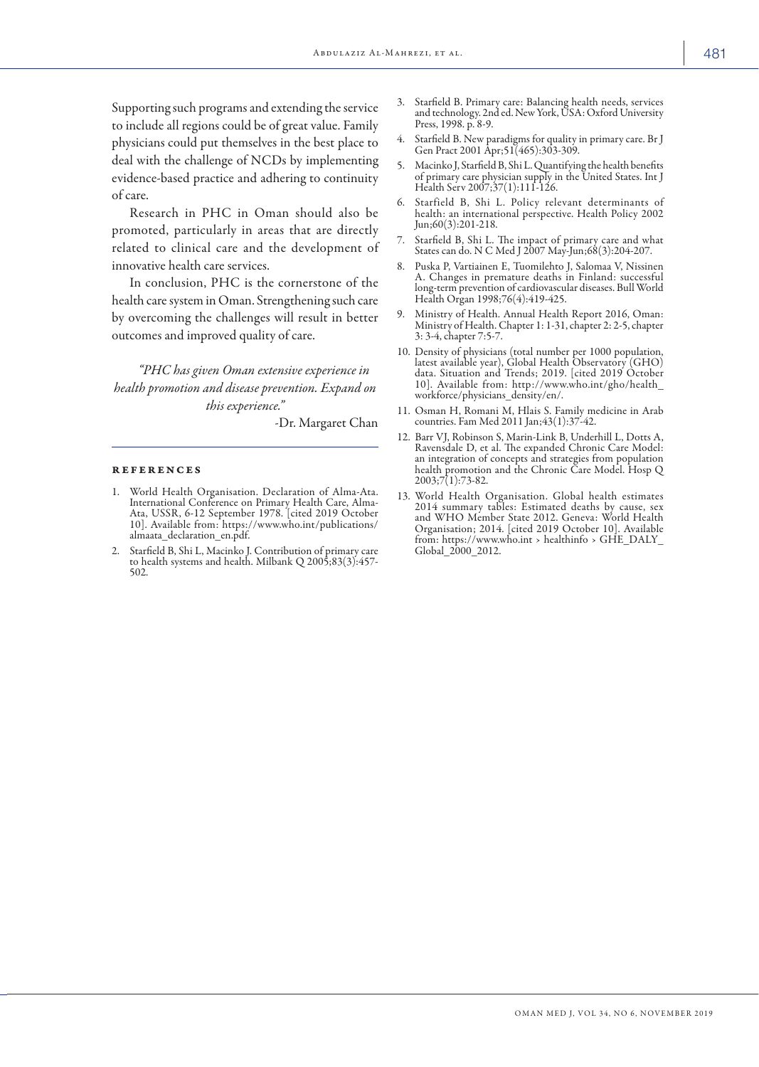Supporting such programs and extending the service to include all regions could be of great value. Family physicians could put themselves in the best place to deal with the challenge of NCDs by implementing evidence-based practice and adhering to continuity of care.

Research in PHC in Oman should also be promoted, particularly in areas that are directly related to clinical care and the development of innovative health care services.

In conclusion, PHC is the cornerstone of the health care system in Oman. Strengthening such care by overcoming the challenges will result in better outcomes and improved quality of care.

*"PHC has given Oman extensive experience in health promotion and disease prevention. Expand on this experience."*

-Dr. Margaret Chan

## References

1. World Health Organisation. Declaration of Alma-Ata. International Conference on Primary Health Care, Alma-Ata, USSR, 6-12 September 1978. [cited 2019 October 10]. Available from: https://www.who.int/publications/almaata_declaration_en.pdf.
2. Starfield B, Shi L, Macinko J. Contribution of primary care to health systems and health. Milbank Q 2005;83(3):457-502.
3. Starfield B. Primary care: Balancing health needs, services and technology. 2nd ed. New York, USA: Oxford University Press, 1998. p. 8-9.
4. Starfield B. New paradigms for quality in primary care. Br J Gen Pract 2001 Apr;51(465):303-309.
5. Macinko J, Starfield B, Shi L. Quantifying the health benefits of primary care physician supply in the United States. Int J Health Serv 2007;37(1):111-126.
6. Starfield B, Shi L. Policy relevant determinants of health: an international perspective. Health Policy 2002 Jun;60(3):201-218.
7. Starfield B, Shi L. The impact of primary care and what States can do. N C Med J 2007 May-Jun;68(3):204-207.
8. Puska P, Vartiainen E, Tuomilehto J, Salomaa V, Nissinen A. Changes in premature deaths in Finland: successful long-term prevention of cardiovascular diseases. Bull World Health Organ 1998;76(4):419-425.
9. Ministry of Health. Annual Health Report 2016, Oman: Ministry of Health. Chapter 1: 1-31, chapter 2: 2-5, chapter 3: 3-4, chapter 7:5-7.
10. Density of physicians (total number per 1000 population, latest available year), Global Health Observatory (GHO) data. Situation and Trends; 2019. [cited 2019 October 10]. Available from: http://www.who.int/gho/health_workforce/physicians_density/en/.
11. Osman H, Romani M, Hlais S. Family medicine in Arab countries. Fam Med 2011 Jan;43(1):37-42.
12. Barr VJ, Robinson S, Marin-Link B, Underhill L, Dotts A, Ravensdale D, et al. The expanded Chronic Care Model: an integration of concepts and strategies from population health promotion and the Chronic Care Model. Hosp Q 2003;7(1):73-82.
13. World Health Organisation. Global health estimates 2014 summary tables: Estimated deaths by cause, sex and WHO Member State 2012. Geneva: World Health Organisation; 2014. [cited 2019 October 10]. Available from: https://www.who.int › healthinfo › GHE_DALY_Global_2000_2012.